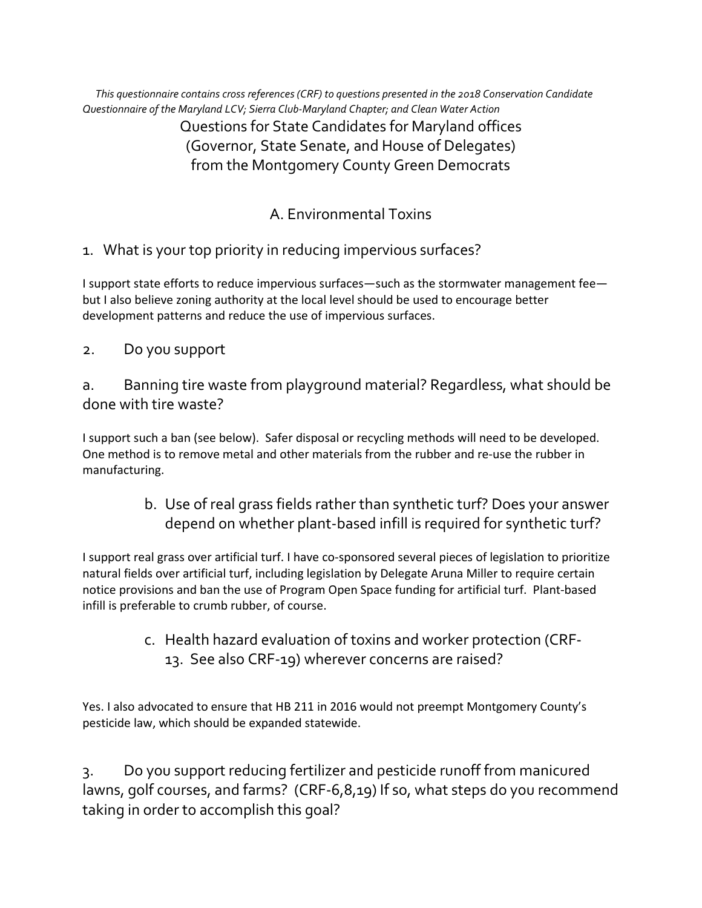*This questionnaire contains cross references (CRF) to questions presented in the 2018 Conservation Candidate Questionnaire of the Maryland LCV; Sierra Club-Maryland Chapter; and Clean Water Action*

# Questions for State Candidates for Maryland offices (Governor, State Senate, and House of Delegates) from the Montgomery County Green Democrats

## A. Environmental Toxins

### 1. What is your top priority in reducing impervious surfaces?

I support state efforts to reduce impervious surfaces—such as the stormwater management fee—but I also believe zoning authority at the local level should be used to encourage better development patterns and reduce the use of impervious surfaces.

### 2. Do you support

### a. Banning tire waste from playground material? Regardless, what should be done with tire waste?

I support such a ban (see below). Safer disposal or recycling methods will need to be developed. One method is to remove metal and other materials from the rubber and re-use the rubber in manufacturing.

### b. Use of real grass fields rather than synthetic turf? Does your answer depend on whether plant-based infill is required for synthetic turf?

I support real grass over artificial turf. I have co-sponsored several pieces of legislation to prioritize natural fields over artificial turf, including legislation by Delegate Aruna Miller to require certain notice provisions and ban the use of Program Open Space funding for artificial turf. Plant-based infill is preferable to crumb rubber, of course.

### c. Health hazard evaluation of toxins and worker protection (CRF-13. See also CRF-19) wherever concerns are raised?

Yes. I also advocated to ensure that HB 211 in 2016 would not preempt Montgomery County's pesticide law, which should be expanded statewide.

### 3. Do you support reducing fertilizer and pesticide runoff from manicured lawns, golf courses, and farms? (CRF-6,8,19) If so, what steps do you recommend taking in order to accomplish this goal?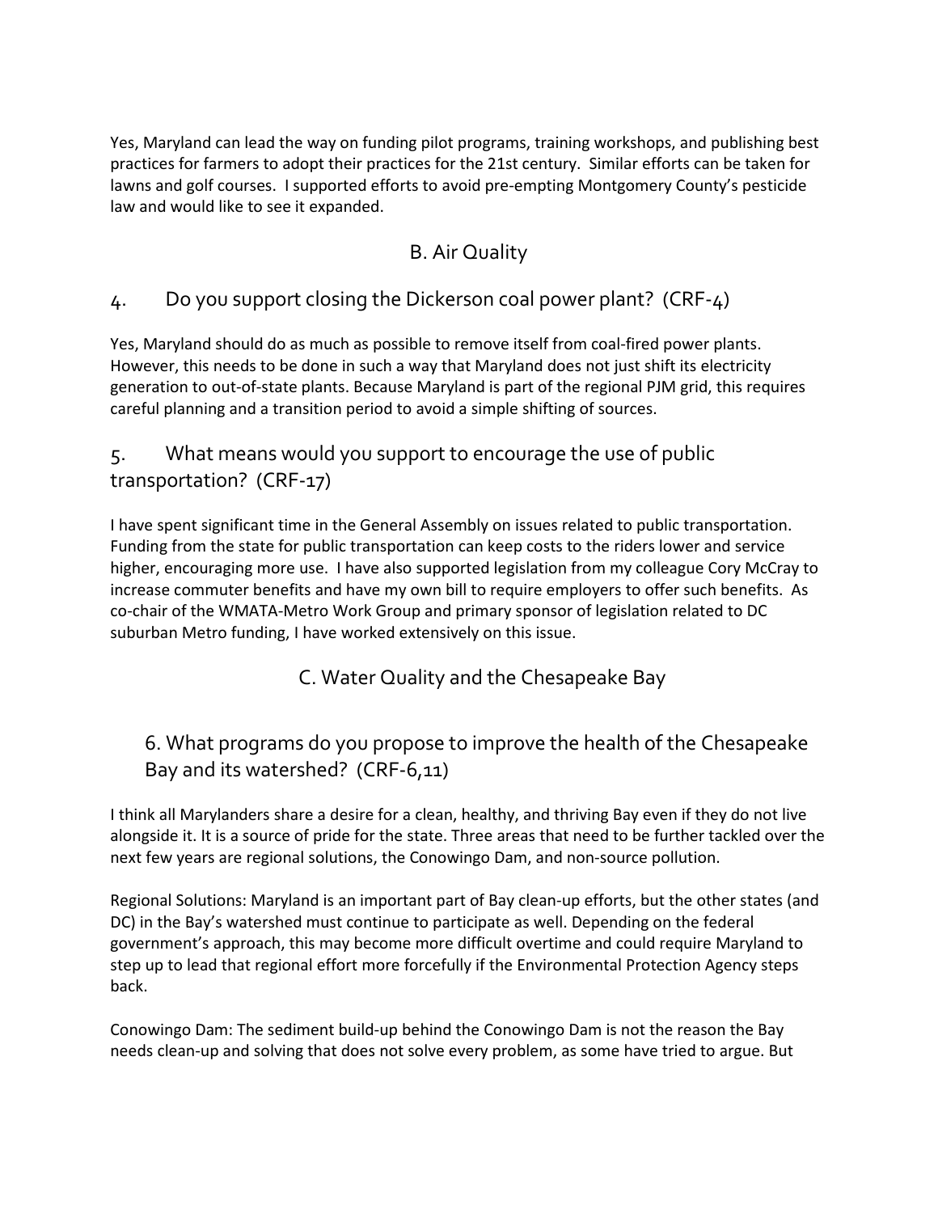Yes, Maryland can lead the way on funding pilot programs, training workshops, and publishing best practices for farmers to adopt their practices for the 21st century. Similar efforts can be taken for lawns and golf courses. I supported efforts to avoid pre-empting Montgomery County's pesticide law and would like to see it expanded.

## B. Air Quality

### 4. Do you support closing the Dickerson coal power plant? (CRF-4)

Yes, Maryland should do as much as possible to remove itself from coal-fired power plants. However, this needs to be done in such a way that Maryland does not just shift its electricity generation to out-of-state plants. Because Maryland is part of the regional PJM grid, this requires careful planning and a transition period to avoid a simple shifting of sources.

### 5. What means would you support to encourage the use of public transportation? (CRF-17)

I have spent significant time in the General Assembly on issues related to public transportation. Funding from the state for public transportation can keep costs to the riders lower and service higher, encouraging more use. I have also supported legislation from my colleague Cory McCray to increase commuter benefits and have my own bill to require employers to offer such benefits. As co-chair of the WMATA-Metro Work Group and primary sponsor of legislation related to DC suburban Metro funding, I have worked extensively on this issue.

## C. Water Quality and the Chesapeake Bay

### 6. What programs do you propose to improve the health of the Chesapeake Bay and its watershed? (CRF-6,11)

I think all Marylanders share a desire for a clean, healthy, and thriving Bay even if they do not live alongside it. It is a source of pride for the state. Three areas that need to be further tackled over the next few years are regional solutions, the Conowingo Dam, and non-source pollution.

Regional Solutions: Maryland is an important part of Bay clean-up efforts, but the other states (and DC) in the Bay's watershed must continue to participate as well. Depending on the federal government's approach, this may become more difficult overtime and could require Maryland to step up to lead that regional effort more forcefully if the Environmental Protection Agency steps back.

Conowingo Dam: The sediment build-up behind the Conowingo Dam is not the reason the Bay needs clean-up and solving that does not solve every problem, as some have tried to argue. But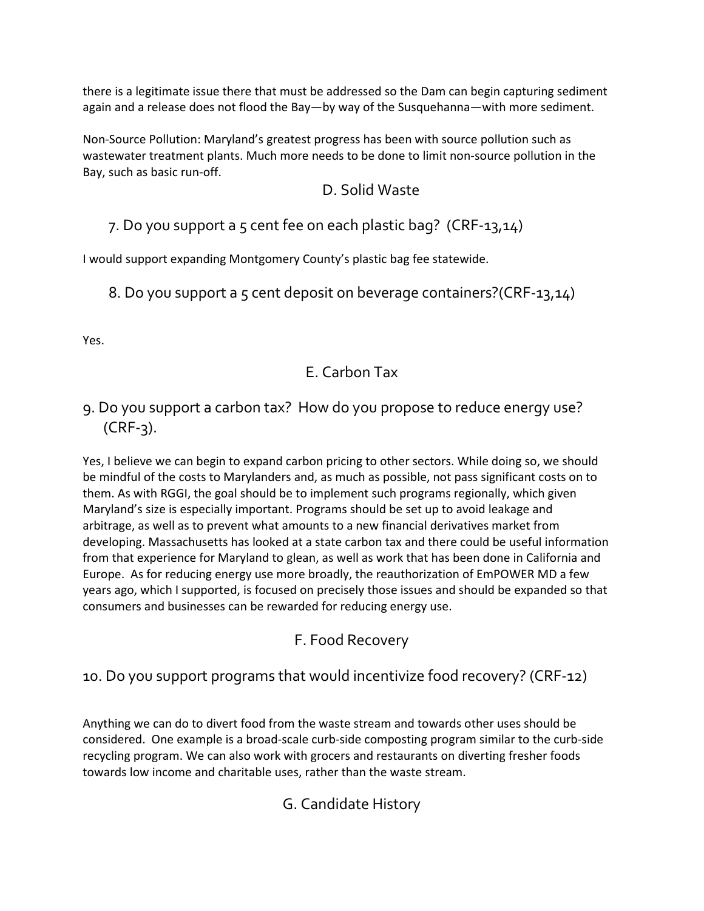there is a legitimate issue there that must be addressed so the Dam can begin capturing sediment again and a release does not flood the Bay—by way of the Susquehanna—with more sediment.

Non-Source Pollution: Maryland's greatest progress has been with source pollution such as wastewater treatment plants. Much more needs to be done to limit non-source pollution in the Bay, such as basic run-off.

## D. Solid Waste

### 7. Do you support a 5 cent fee on each plastic bag? (CRF-13,14)

I would support expanding Montgomery County's plastic bag fee statewide.

### 8. Do you support a 5 cent deposit on beverage containers?(CRF-13,14)

Yes.

## E. Carbon Tax

### 9. Do you support a carbon tax? How do you propose to reduce energy use? (CRF-3).

Yes, I believe we can begin to expand carbon pricing to other sectors. While doing so, we should be mindful of the costs to Marylanders and, as much as possible, not pass significant costs on to them. As with RGGI, the goal should be to implement such programs regionally, which given Maryland's size is especially important. Programs should be set up to avoid leakage and arbitrage, as well as to prevent what amounts to a new financial derivatives market from developing. Massachusetts has looked at a state carbon tax and there could be useful information from that experience for Maryland to glean, as well as work that has been done in California and Europe. As for reducing energy use more broadly, the reauthorization of EmPOWER MD a few years ago, which I supported, is focused on precisely those issues and should be expanded so that consumers and businesses can be rewarded for reducing energy use.

## F. Food Recovery

### 10. Do you support programs that would incentivize food recovery? (CRF-12)

Anything we can do to divert food from the waste stream and towards other uses should be considered. One example is a broad-scale curb-side composting program similar to the curb-side recycling program. We can also work with grocers and restaurants on diverting fresher foods towards low income and charitable uses, rather than the waste stream.

## G. Candidate History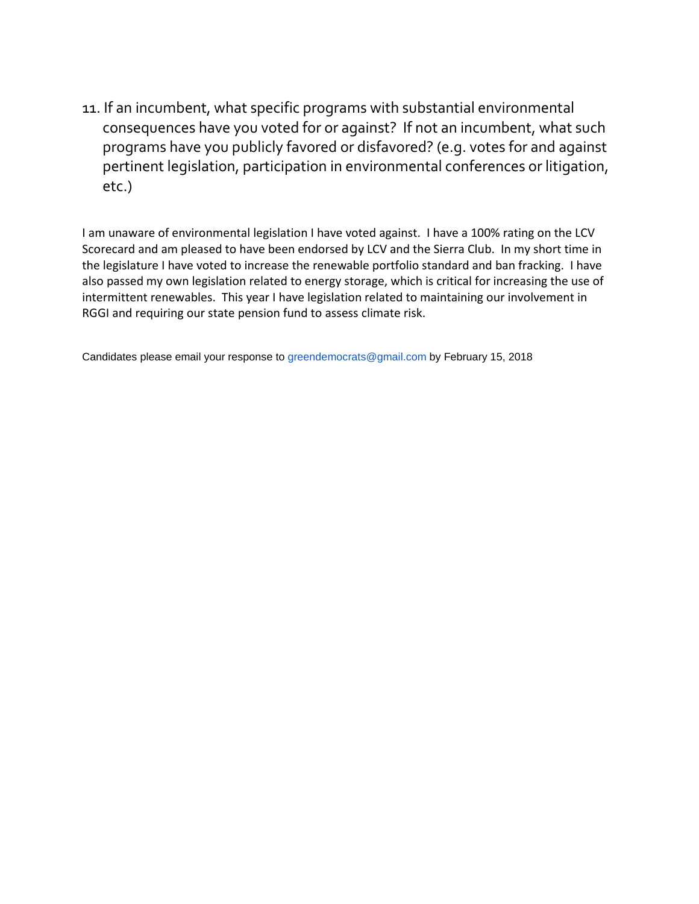11. If an incumbent, what specific programs with substantial environmental consequences have you voted for or against? If not an incumbent, what such programs have you publicly favored or disfavored? (e.g. votes for and against pertinent legislation, participation in environmental conferences or litigation, etc.)

I am unaware of environmental legislation I have voted against. I have a 100% rating on the LCV Scorecard and am pleased to have been endorsed by LCV and the Sierra Club. In my short time in the legislature I have voted to increase the renewable portfolio standard and ban fracking. I have also passed my own legislation related to energy storage, which is critical for increasing the use of intermittent renewables. This year I have legislation related to maintaining our involvement in RGGI and requiring our state pension fund to assess climate risk.

Candidates please email your response to greendemocrats@gmail.com by February 15, 2018